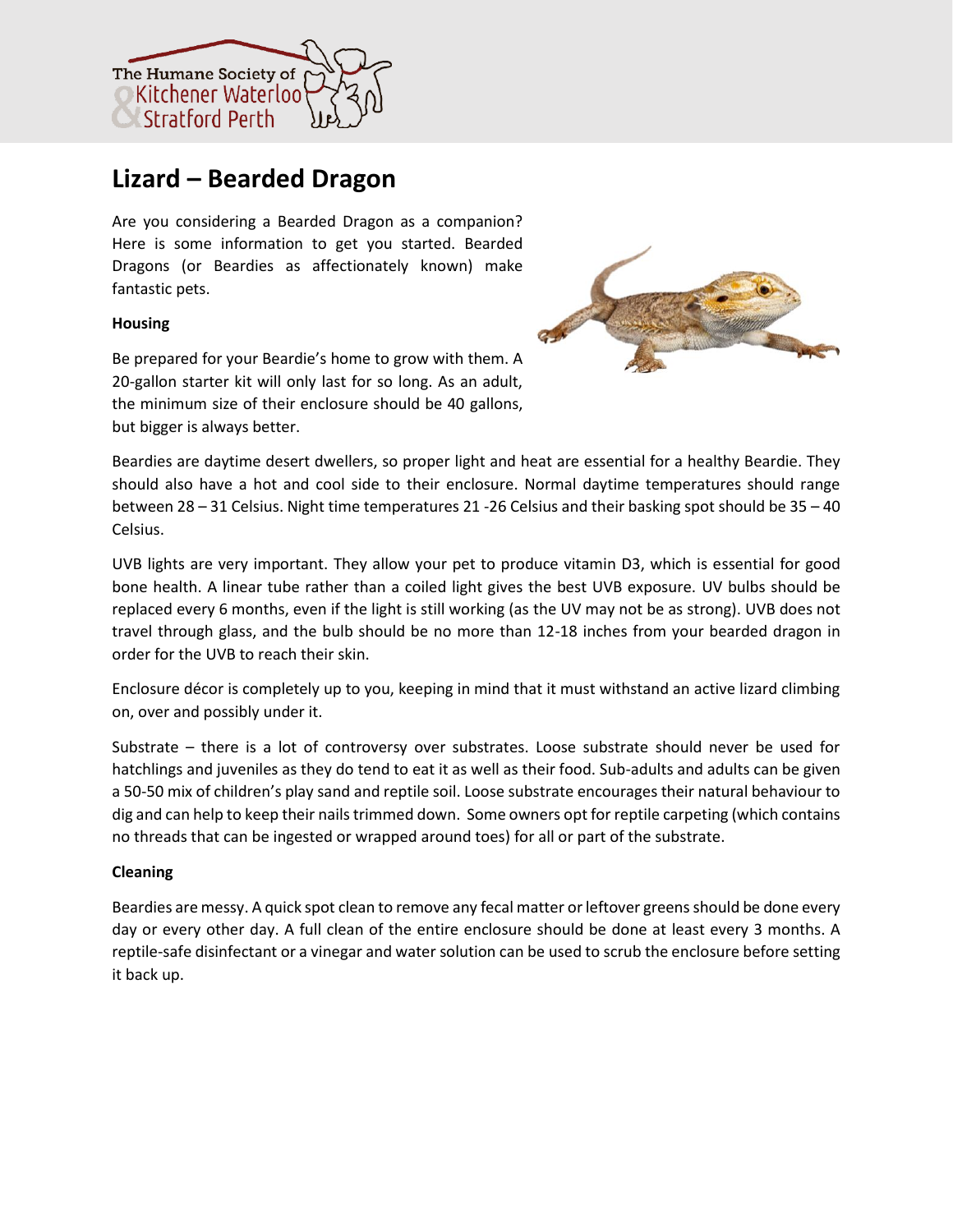# Lizard – Bearded Dragon

Are you considering a Bearded Dragon as a companion? Here is some information to get you started. Bearded Dragons (or Beardies as affectionately known) make fantastic pets.

**Housing**

Be prepared for your Beardie's home to grow with them. A 20-gallon starter kit will only last for so long. As an adult, the minimum size of their enclosure should be 40 gallons, but bigger is always better.

Beardies are daytime desert dwellers, so proper light and heat are essential for a healthy Beardie. They should also have a hot and cool side to their enclosure. Normal daytime temperatures should range between 28 – 31 Celsius. Night time temperatures 21 -26 Celsius and their basking spot should be 35 – 40 Celsius.

UVB lights are very important. They allow your pet to produce vitamin D3, which is essential for good bone health. A linear tube rather than a coiled light gives the best UVB exposure. UV bulbs should be replaced every 6 months, even if the light is still working (as the UV may not be as strong). UVB does not travel through glass, and the bulb should be no more than 12-18 inches from your bearded dragon in order for the UVB to reach their skin.

Enclosure décor is completely up to you, keeping in mind that it must withstand an active lizard climbing on, over and possibly under it.

Substrate – there is a lot of controversy over substrates. Loose substrate should never be used for hatchlings and juveniles as they do tend to eat it as well as their food. Sub-adults and adults can be given a 50-50 mix of children's play sand and reptile soil. Loose substrate encourages their natural behaviour to dig and can help to keep their nails trimmed down. Some owners opt for reptile carpeting (which contains no threads that can be ingested or wrapped around toes) for all or part of the substrate.

**Cleaning**

Beardies are messy. A quick spot clean to remove any fecal matter or leftover greens should be done every day or every other day. A full clean of the entire enclosure should be done at least every 3 months. A reptile-safe disinfectant or a vinegar and water solution can be used to scrub the enclosure before setting it back up.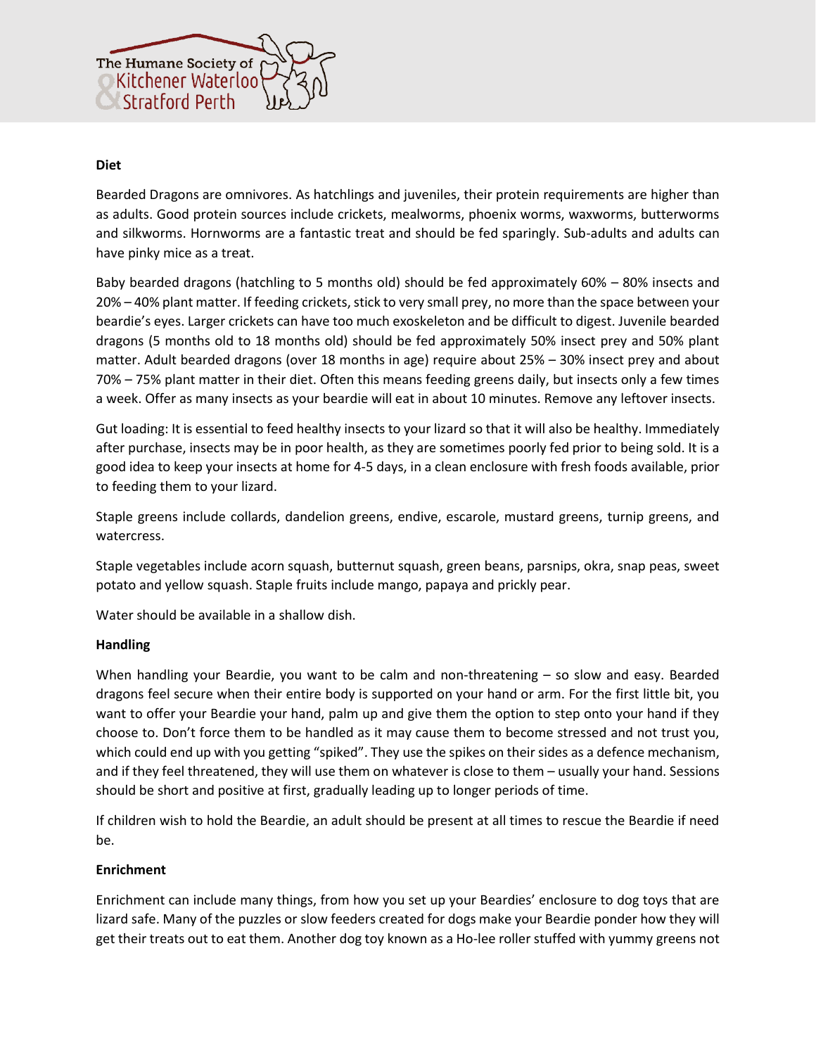**Diet**

Bearded Dragons are omnivores. As hatchlings and juveniles, their protein requirements are higher than as adults. Good protein sources include crickets, mealworms, phoenix worms, waxworms, butterworms and silkworms. Hornworms are a fantastic treat and should be fed sparingly. Sub-adults and adults can have pinky mice as a treat.

Baby bearded dragons (hatchling to 5 months old) should be fed approximately 60% – 80% insects and 20% – 40% plant matter. If feeding crickets, stick to very small prey, no more than the space between your beardie's eyes. Larger crickets can have too much exoskeleton and be difficult to digest. Juvenile bearded dragons (5 months old to 18 months old) should be fed approximately 50% insect prey and 50% plant matter. Adult bearded dragons (over 18 months in age) require about 25% – 30% insect prey and about 70% – 75% plant matter in their diet. Often this means feeding greens daily, but insects only a few times a week. Offer as many insects as your beardie will eat in about 10 minutes. Remove any leftover insects.

Gut loading: It is essential to feed healthy insects to your lizard so that it will also be healthy. Immediately after purchase, insects may be in poor health, as they are sometimes poorly fed prior to being sold. It is a good idea to keep your insects at home for 4-5 days, in a clean enclosure with fresh foods available, prior to feeding them to your lizard.

Staple greens include collards, dandelion greens, endive, escarole, mustard greens, turnip greens, and watercress.

Staple vegetables include acorn squash, butternut squash, green beans, parsnips, okra, snap peas, sweet potato and yellow squash. Staple fruits include mango, papaya and prickly pear.

Water should be available in a shallow dish.

**Handling**

When handling your Beardie, you want to be calm and non-threatening – so slow and easy. Bearded dragons feel secure when their entire body is supported on your hand or arm. For the first little bit, you want to offer your Beardie your hand, palm up and give them the option to step onto your hand if they choose to. Don't force them to be handled as it may cause them to become stressed and not trust you, which could end up with you getting "spiked". They use the spikes on their sides as a defence mechanism, and if they feel threatened, they will use them on whatever is close to them – usually your hand. Sessions should be short and positive at first, gradually leading up to longer periods of time.

If children wish to hold the Beardie, an adult should be present at all times to rescue the Beardie if need be.

**Enrichment**

Enrichment can include many things, from how you set up your Beardies' enclosure to dog toys that are lizard safe. Many of the puzzles or slow feeders created for dogs make your Beardie ponder how they will get their treats out to eat them. Another dog toy known as a Ho-lee roller stuffed with yummy greens not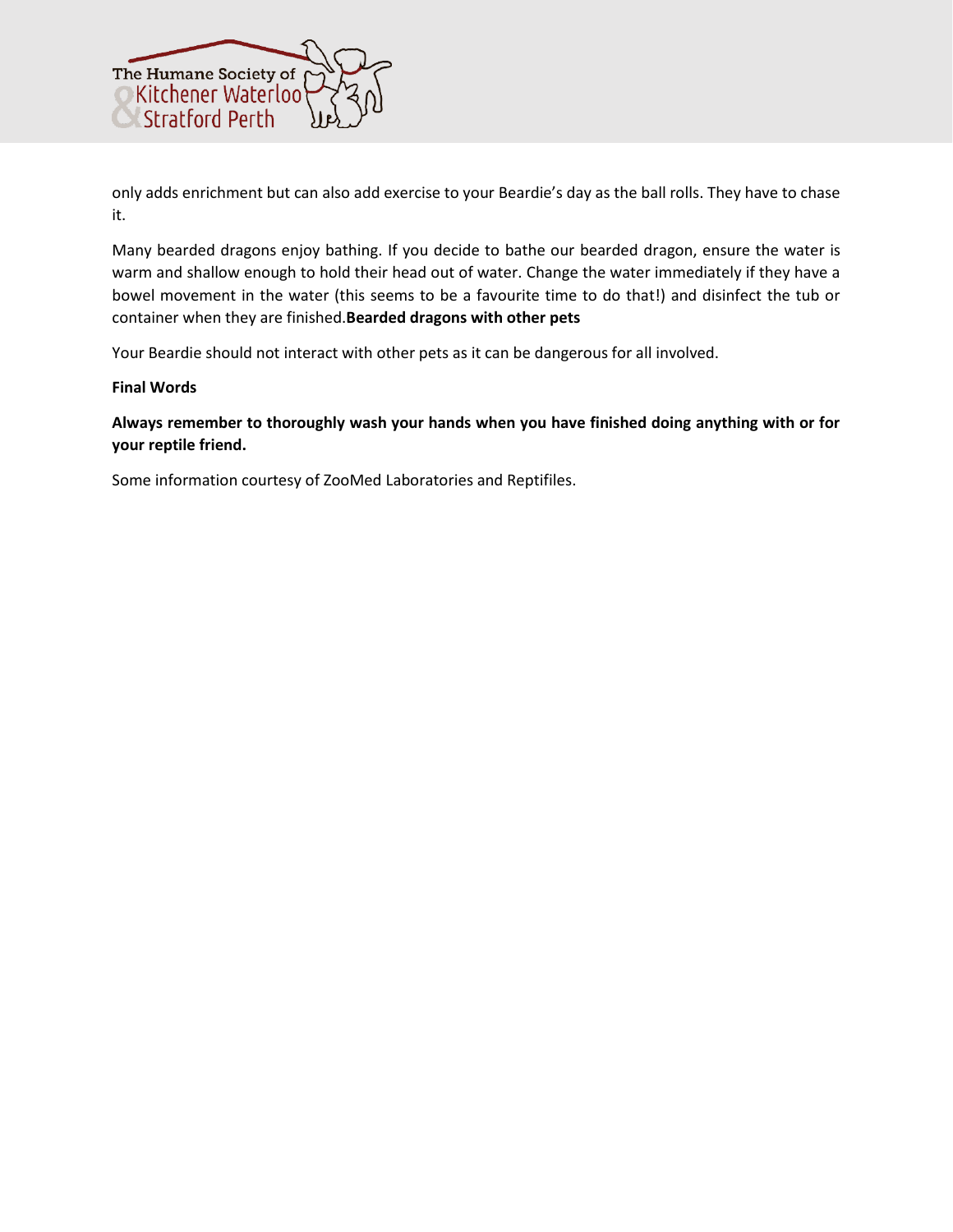only adds enrichment but can also add exercise to your Beardie's day as the ball rolls. They have to chase it.

Many bearded dragons enjoy bathing. If you decide to bathe our bearded dragon, ensure the water is warm and shallow enough to hold their head out of water. Change the water immediately if they have a bowel movement in the water (this seems to be a favourite time to do that!) and disinfect the tub or container when they are finished.

**Bearded dragons with other pets**

Your Beardie should not interact with other pets as it can be dangerous for all involved.

**Final Words**

**Always remember to thoroughly wash your hands when you have finished doing anything with or for your reptile friend.**

Some information courtesy of ZooMed Laboratories and Reptifiles.